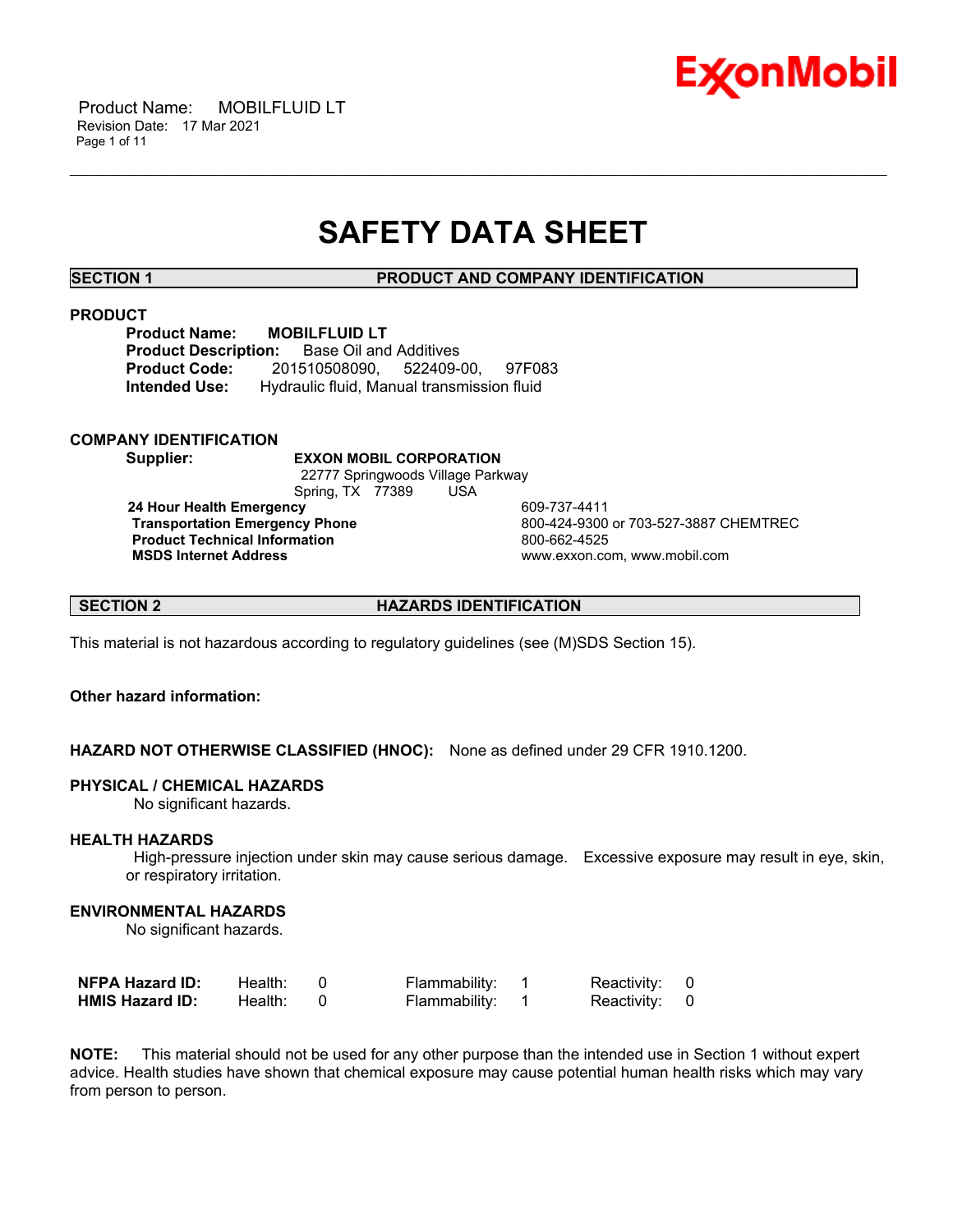# SAFETY DATA SHEET

## SECTION 1 PRODUCT AND COMPANY IDENTIFICATION

### PRODUCT

**Product Name:** **MOBILFLUID LT**
**Product Description:** Base Oil and Additives
**Product Code:** 201510508090, 522409-00, 97F083
**Intended Use:** Hydraulic fluid, Manual transmission fluid

### COMPANY IDENTIFICATION

**Supplier:** **EXXON MOBIL CORPORATION**
22777 Springwoods Village Parkway
Spring, TX 77389 USA

| | |
|---|---|
| **24 Hour Health Emergency** | 609-737-4411 |
| **Transportation Emergency Phone** | 800-424-9300 or 703-527-3887 CHEMTREC |
| **Product Technical Information** | 800-662-4525 |
| **MSDS Internet Address** | www.exxon.com, www.mobil.com |

## SECTION 2 HAZARDS IDENTIFICATION

This material is not hazardous according to regulatory guidelines (see (M)SDS Section 15).

**Other hazard information:**

**HAZARD NOT OTHERWISE CLASSIFIED (HNOC):** None as defined under 29 CFR 1910.1200.

**PHYSICAL / CHEMICAL HAZARDS**
No significant hazards.

**HEALTH HAZARDS**
High-pressure injection under skin may cause serious damage. Excessive exposure may result in eye, skin, or respiratory irritation.

**ENVIRONMENTAL HAZARDS**
No significant hazards.

| | | | | | | |
|---|---|---|---|---|---|---|
| **NFPA Hazard ID:** | Health: | 0 | Flammability: | 1 | Reactivity: | 0 |
| **HMIS Hazard ID:** | Health: | 0 | Flammability: | 1 | Reactivity: | 0 |

**NOTE:** This material should not be used for any other purpose than the intended use in Section 1 without expert advice. Health studies have shown that chemical exposure may cause potential human health risks which may vary from person to person.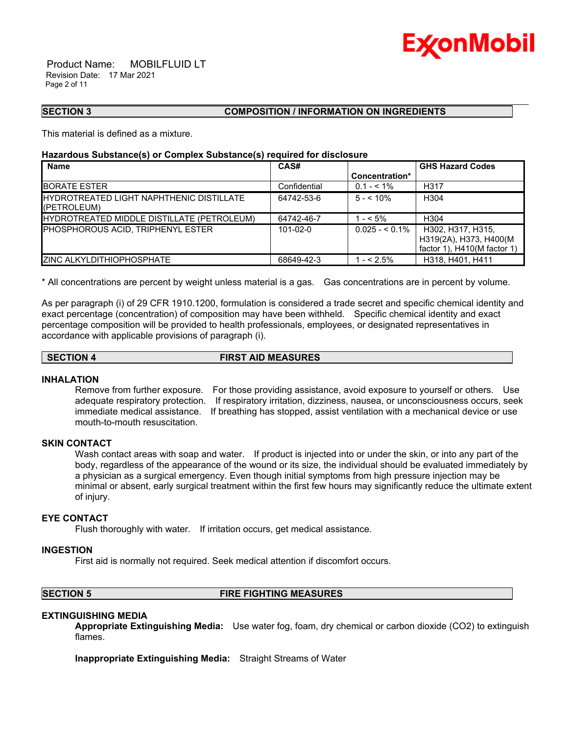## SECTION 3 COMPOSITION / INFORMATION ON INGREDIENTS

This material is defined as a mixture.

**Hazardous Substance(s) or Complex Substance(s) required for disclosure**

| Name | CAS# | Concentration* | GHS Hazard Codes |
|---|---|---|---|
| BORATE ESTER | Confidential | 0.1 - < 1% | H317 |
| HYDROTREATED LIGHT NAPHTHENIC DISTILLATE (PETROLEUM) | 64742-53-6 | 5 - < 10% | H304 |
| HYDROTREATED MIDDLE DISTILLATE (PETROLEUM) | 64742-46-7 | 1 - < 5% | H304 |
| PHOSPHOROUS ACID, TRIPHENYL ESTER | 101-02-0 | 0.025 - < 0.1% | H302, H317, H315, H319(2A), H373, H400(M factor 1), H410(M factor 1) |
| ZINC ALKYLDITHIOPHOSPHATE | 68649-42-3 | 1 - < 2.5% | H318, H401, H411 |

* All concentrations are percent by weight unless material is a gas. Gas concentrations are in percent by volume.

As per paragraph (i) of 29 CFR 1910.1200, formulation is considered a trade secret and specific chemical identity and exact percentage (concentration) of composition may have been withheld. Specific chemical identity and exact percentage composition will be provided to health professionals, employees, or designated representatives in accordance with applicable provisions of paragraph (i).

## SECTION 4 FIRST AID MEASURES

### INHALATION

Remove from further exposure. For those providing assistance, avoid exposure to yourself or others. Use adequate respiratory protection. If respiratory irritation, dizziness, nausea, or unconsciousness occurs, seek immediate medical assistance. If breathing has stopped, assist ventilation with a mechanical device or use mouth-to-mouth resuscitation.

### SKIN CONTACT

Wash contact areas with soap and water. If product is injected into or under the skin, or into any part of the body, regardless of the appearance of the wound or its size, the individual should be evaluated immediately by a physician as a surgical emergency. Even though initial symptoms from high pressure injection may be minimal or absent, early surgical treatment within the first few hours may significantly reduce the ultimate extent of injury.

### EYE CONTACT

Flush thoroughly with water. If irritation occurs, get medical assistance.

### INGESTION

First aid is normally not required. Seek medical attention if discomfort occurs.

## SECTION 5 FIRE FIGHTING MEASURES

### EXTINGUISHING MEDIA

**Appropriate Extinguishing Media:** Use water fog, foam, dry chemical or carbon dioxide ($CO_2$) to extinguish flames.

**Inappropriate Extinguishing Media:** Straight Streams of Water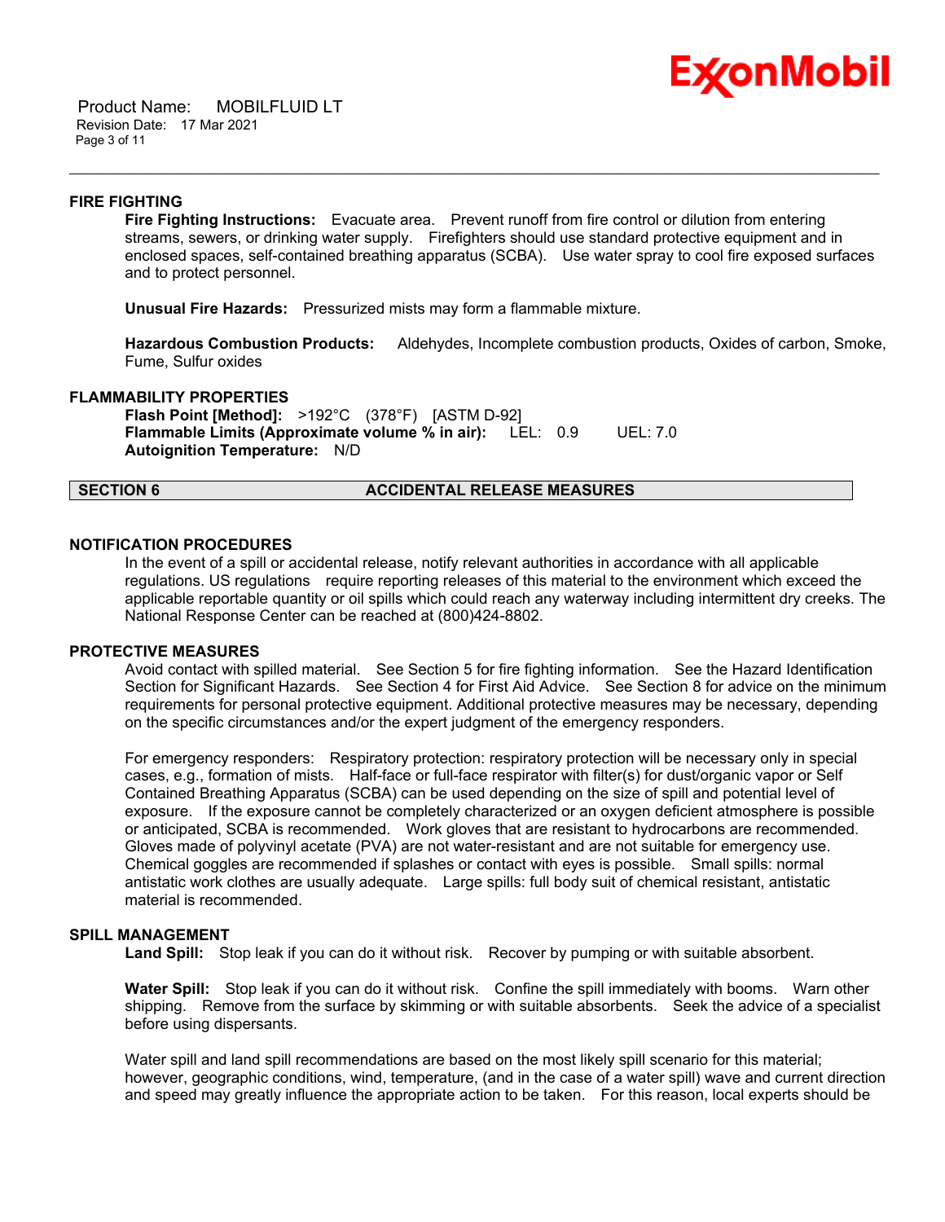### FIRE FIGHTING

**Fire Fighting Instructions:** Evacuate area. Prevent runoff from fire control or dilution from entering streams, sewers, or drinking water supply. Firefighters should use standard protective equipment and in enclosed spaces, self-contained breathing apparatus (SCBA). Use water spray to cool fire exposed surfaces and to protect personnel.

**Unusual Fire Hazards:** Pressurized mists may form a flammable mixture.

**Hazardous Combustion Products:** Aldehydes, Incomplete combustion products, Oxides of carbon, Smoke, Fume, Sulfur oxides

### FLAMMABILITY PROPERTIES

**Flash Point [Method]:** >192°C (378°F) [ASTM D-92]
**Flammable Limits (Approximate volume % in air):** LEL: 0.9 UEL: 7.0
**Autoignition Temperature:** N/D

## SECTION 6 ACCIDENTAL RELEASE MEASURES

### NOTIFICATION PROCEDURES

In the event of a spill or accidental release, notify relevant authorities in accordance with all applicable regulations. US regulations require reporting releases of this material to the environment which exceed the applicable reportable quantity or oil spills which could reach any waterway including intermittent dry creeks. The National Response Center can be reached at (800)424-8802.

### PROTECTIVE MEASURES

Avoid contact with spilled material. See Section 5 for fire fighting information. See the Hazard Identification Section for Significant Hazards. See Section 4 for First Aid Advice. See Section 8 for advice on the minimum requirements for personal protective equipment. Additional protective measures may be necessary, depending on the specific circumstances and/or the expert judgment of the emergency responders.

For emergency responders: Respiratory protection: respiratory protection will be necessary only in special cases, e.g., formation of mists. Half-face or full-face respirator with filter(s) for dust/organic vapor or Self Contained Breathing Apparatus (SCBA) can be used depending on the size of spill and potential level of exposure. If the exposure cannot be completely characterized or an oxygen deficient atmosphere is possible or anticipated, SCBA is recommended. Work gloves that are resistant to hydrocarbons are recommended. Gloves made of polyvinyl acetate (PVA) are not water-resistant and are not suitable for emergency use. Chemical goggles are recommended if splashes or contact with eyes is possible. Small spills: normal antistatic work clothes are usually adequate. Large spills: full body suit of chemical resistant, antistatic material is recommended.

### SPILL MANAGEMENT

**Land Spill:** Stop leak if you can do it without risk. Recover by pumping or with suitable absorbent.

**Water Spill:** Stop leak if you can do it without risk. Confine the spill immediately with booms. Warn other shipping. Remove from the surface by skimming or with suitable absorbents. Seek the advice of a specialist before using dispersants.

Water spill and land spill recommendations are based on the most likely spill scenario for this material; however, geographic conditions, wind, temperature, (and in the case of a water spill) wave and current direction and speed may greatly influence the appropriate action to be taken. For this reason, local experts should be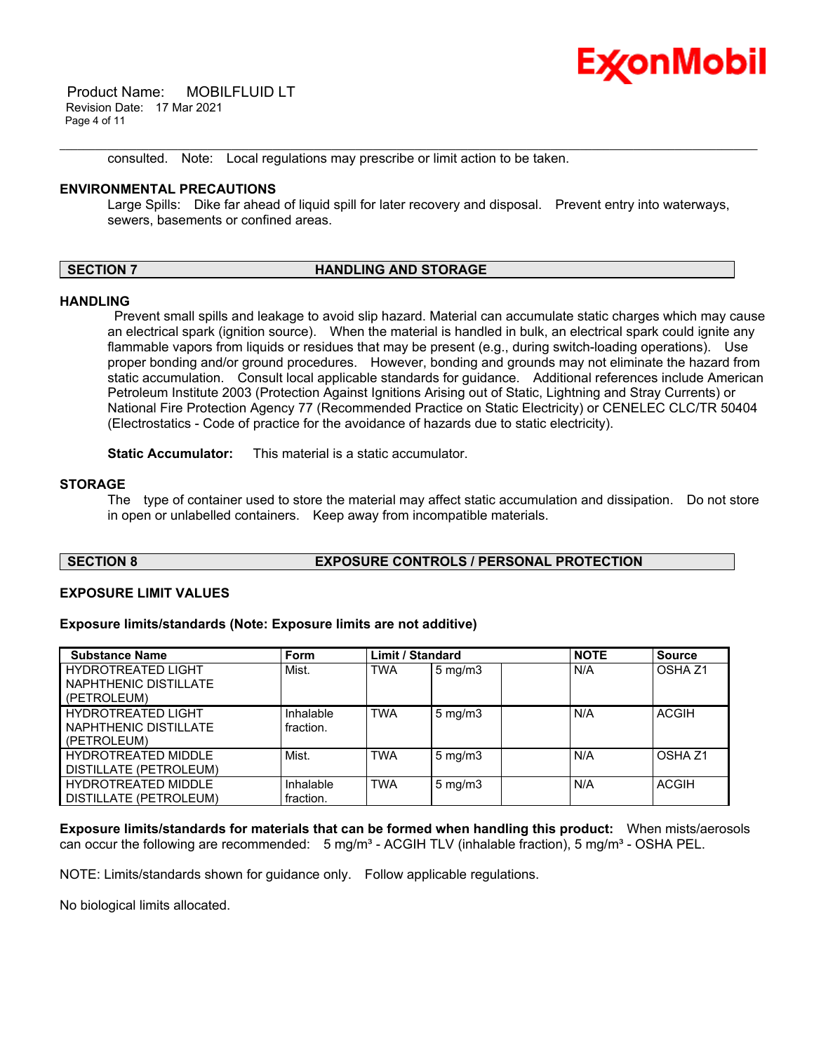consulted. Note: Local regulations may prescribe or limit action to be taken.

### ENVIRONMENTAL PRECAUTIONS

Large Spills: Dike far ahead of liquid spill for later recovery and disposal. Prevent entry into waterways, sewers, basements or confined areas.

## SECTION 7 HANDLING AND STORAGE

### HANDLING

Prevent small spills and leakage to avoid slip hazard. Material can accumulate static charges which may cause an electrical spark (ignition source). When the material is handled in bulk, an electrical spark could ignite any flammable vapors from liquids or residues that may be present (e.g., during switch-loading operations). Use proper bonding and/or ground procedures. However, bonding and grounds may not eliminate the hazard from static accumulation. Consult local applicable standards for guidance. Additional references include American Petroleum Institute 2003 (Protection Against Ignitions Arising out of Static, Lightning and Stray Currents) or National Fire Protection Agency 77 (Recommended Practice on Static Electricity) or CENELEC CLC/TR 50404 (Electrostatics - Code of practice for the avoidance of hazards due to static electricity).

**Static Accumulator:** This material is a static accumulator.

### STORAGE

The type of container used to store the material may affect static accumulation and dissipation. Do not store in open or unlabelled containers. Keep away from incompatible materials.

## SECTION 8 EXPOSURE CONTROLS / PERSONAL PROTECTION

### EXPOSURE LIMIT VALUES

**Exposure limits/standards (Note: Exposure limits are not additive)**

| Substance Name | Form | Limit / Standard | | | NOTE | Source |
|---|---|---|---|---|---|---|
| HYDROTREATED LIGHT NAPHTHENIC DISTILLATE (PETROLEUM) | Mist. | TWA | 5 mg/m3 | | N/A | OSHA Z1 |
| HYDROTREATED LIGHT NAPHTHENIC DISTILLATE (PETROLEUM) | Inhalable fraction. | TWA | 5 mg/m3 | | N/A | ACGIH |
| HYDROTREATED MIDDLE DISTILLATE (PETROLEUM) | Mist. | TWA | 5 mg/m3 | | N/A | OSHA Z1 |
| HYDROTREATED MIDDLE DISTILLATE (PETROLEUM) | Inhalable fraction. | TWA | 5 mg/m3 | | N/A | ACGIH |

**Exposure limits/standards for materials that can be formed when handling this product:** When mists/aerosols can occur the following are recommended: 5 mg/m³ - ACGIH TLV (inhalable fraction), 5 mg/m³ - OSHA PEL.

NOTE: Limits/standards shown for guidance only. Follow applicable regulations.

No biological limits allocated.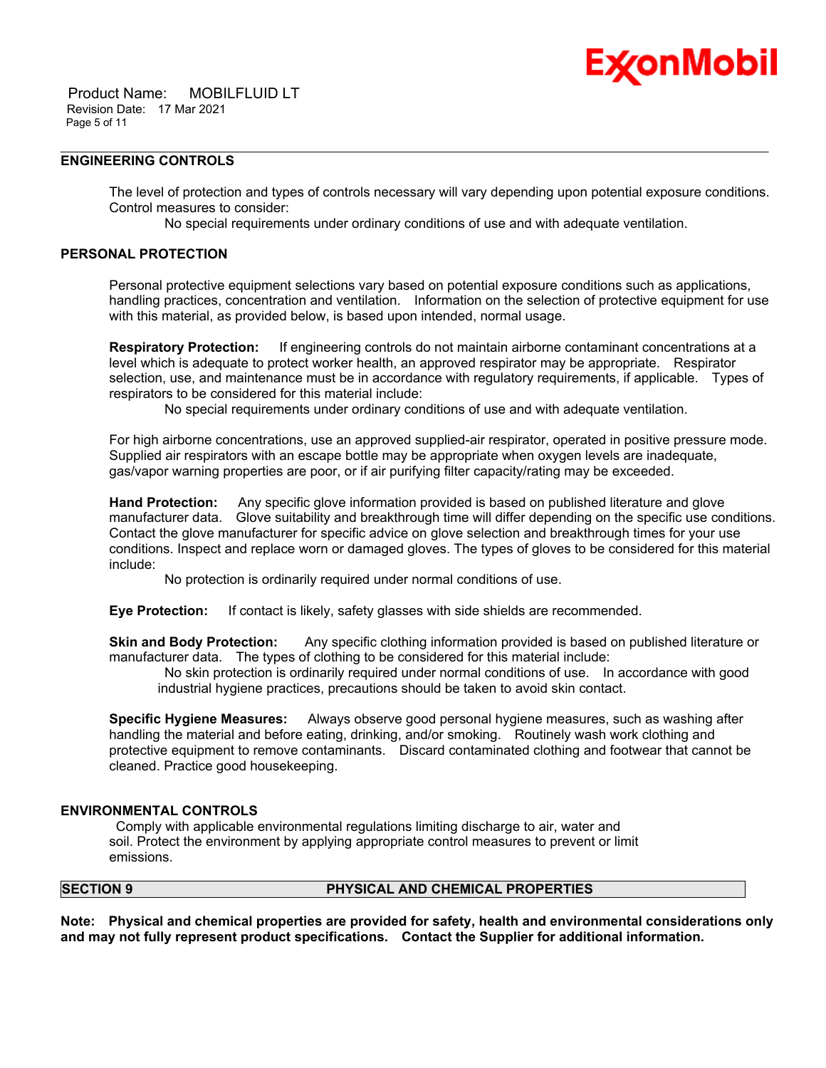### ENGINEERING CONTROLS

The level of protection and types of controls necessary will vary depending upon potential exposure conditions. Control measures to consider:

No special requirements under ordinary conditions of use and with adequate ventilation.

### PERSONAL PROTECTION

Personal protective equipment selections vary based on potential exposure conditions such as applications, handling practices, concentration and ventilation. Information on the selection of protective equipment for use with this material, as provided below, is based upon intended, normal usage.

**Respiratory Protection:** If engineering controls do not maintain airborne contaminant concentrations at a level which is adequate to protect worker health, an approved respirator may be appropriate. Respirator selection, use, and maintenance must be in accordance with regulatory requirements, if applicable. Types of respirators to be considered for this material include:

No special requirements under ordinary conditions of use and with adequate ventilation.

For high airborne concentrations, use an approved supplied-air respirator, operated in positive pressure mode. Supplied air respirators with an escape bottle may be appropriate when oxygen levels are inadequate, gas/vapor warning properties are poor, or if air purifying filter capacity/rating may be exceeded.

**Hand Protection:** Any specific glove information provided is based on published literature and glove manufacturer data. Glove suitability and breakthrough time will differ depending on the specific use conditions. Contact the glove manufacturer for specific advice on glove selection and breakthrough times for your use conditions. Inspect and replace worn or damaged gloves. The types of gloves to be considered for this material include:

No protection is ordinarily required under normal conditions of use.

**Eye Protection:** If contact is likely, safety glasses with side shields are recommended.

**Skin and Body Protection:** Any specific clothing information provided is based on published literature or manufacturer data. The types of clothing to be considered for this material include:

No skin protection is ordinarily required under normal conditions of use. In accordance with good industrial hygiene practices, precautions should be taken to avoid skin contact.

**Specific Hygiene Measures:** Always observe good personal hygiene measures, such as washing after handling the material and before eating, drinking, and/or smoking. Routinely wash work clothing and protective equipment to remove contaminants. Discard contaminated clothing and footwear that cannot be cleaned. Practice good housekeeping.

### ENVIRONMENTAL CONTROLS

Comply with applicable environmental regulations limiting discharge to air, water and soil. Protect the environment by applying appropriate control measures to prevent or limit emissions.

## SECTION 9 PHYSICAL AND CHEMICAL PROPERTIES

**Note: Physical and chemical properties are provided for safety, health and environmental considerations only and may not fully represent product specifications. Contact the Supplier for additional information.**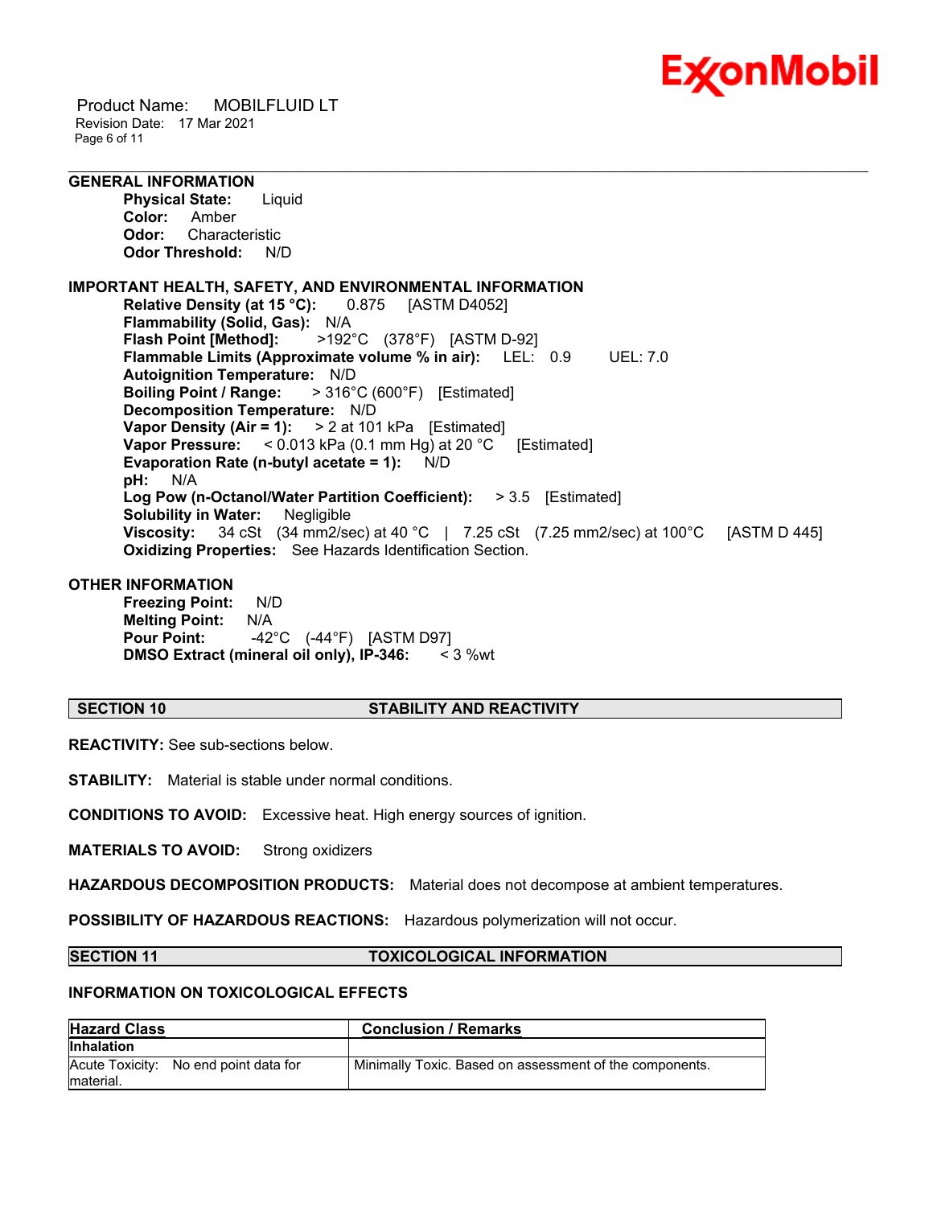### GENERAL INFORMATION

**Physical State:** Liquid
**Color:** Amber
**Odor:** Characteristic
**Odor Threshold:** N/D

### IMPORTANT HEALTH, SAFETY, AND ENVIRONMENTAL INFORMATION

**Relative Density (at 15 °C):** 0.875 [ASTM D4052]
**Flammability (Solid, Gas):** N/A
**Flash Point [Method]:** >192°C (378°F) [ASTM D-92]
**Flammable Limits (Approximate volume % in air):** LEL: 0.9 UEL: 7.0
**Autoignition Temperature:** N/D
**Boiling Point / Range:** > 316°C (600°F) [Estimated]
**Decomposition Temperature:** N/D
**Vapor Density (Air = 1):** > 2 at 101 kPa [Estimated]
**Vapor Pressure:** < 0.013 kPa (0.1 mm Hg) at 20 °C [Estimated]
**Evaporation Rate (n-butyl acetate = 1):** N/D
**pH:** N/A
**Log Pow (n-Octanol/Water Partition Coefficient):** > 3.5 [Estimated]
**Solubility in Water:** Negligible
**Viscosity:** 34 cSt (34 mm2/sec) at 40 °C | 7.25 cSt (7.25 mm2/sec) at 100°C [ASTM D 445]
**Oxidizing Properties:** See Hazards Identification Section.

### OTHER INFORMATION

**Freezing Point:** N/D
**Melting Point:** N/A
**Pour Point:** -42°C (-44°F) [ASTM D97]
**DMSO Extract (mineral oil only), IP-346:** < 3 %wt

## SECTION 10 STABILITY AND REACTIVITY

**REACTIVITY:** See sub-sections below.

**STABILITY:** Material is stable under normal conditions.

**CONDITIONS TO AVOID:** Excessive heat. High energy sources of ignition.

**MATERIALS TO AVOID:** Strong oxidizers

**HAZARDOUS DECOMPOSITION PRODUCTS:** Material does not decompose at ambient temperatures.

**POSSIBILITY OF HAZARDOUS REACTIONS:** Hazardous polymerization will not occur.

## SECTION 11 TOXICOLOGICAL INFORMATION

### INFORMATION ON TOXICOLOGICAL EFFECTS

| Hazard Class | Conclusion / Remarks |
| --- | --- |
| **Inhalation** | |
| Acute Toxicity: No end point data for material. | Minimally Toxic. Based on assessment of the components. |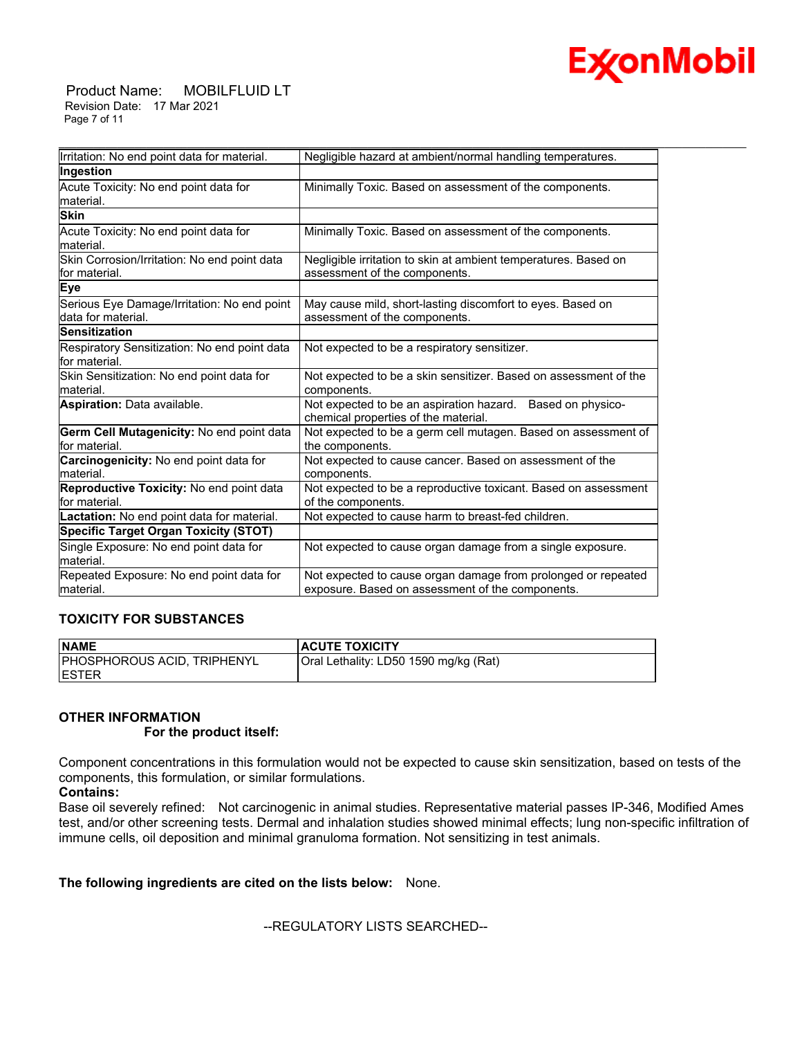| | |
|---|---|
| Irritation: No end point data for material. | Negligible hazard at ambient/normal handling temperatures. |
| **Ingestion** | |
| Acute Toxicity: No end point data for material. | Minimally Toxic. Based on assessment of the components. |
| **Skin** | |
| Acute Toxicity: No end point data for material. | Minimally Toxic. Based on assessment of the components. |
| Skin Corrosion/Irritation: No end point data for material. | Negligible irritation to skin at ambient temperatures. Based on assessment of the components. |
| **Eye** | |
| Serious Eye Damage/Irritation: No end point data for material. | May cause mild, short-lasting discomfort to eyes. Based on assessment of the components. |
| **Sensitization** | |
| Respiratory Sensitization: No end point data for material. | Not expected to be a respiratory sensitizer. |
| Skin Sensitization: No end point data for material. | Not expected to be a skin sensitizer. Based on assessment of the components. |
| **Aspiration:** Data available. | Not expected to be an aspiration hazard. Based on physico-chemical properties of the material. |
| **Germ Cell Mutagenicity:** No end point data for material. | Not expected to be a germ cell mutagen. Based on assessment of the components. |
| **Carcinogenicity:** No end point data for material. | Not expected to cause cancer. Based on assessment of the components. |
| **Reproductive Toxicity:** No end point data for material. | Not expected to be a reproductive toxicant. Based on assessment of the components. |
| **Lactation:** No end point data for material. | Not expected to cause harm to breast-fed children. |
| **Specific Target Organ Toxicity (STOT)** | |
| Single Exposure: No end point data for material. | Not expected to cause organ damage from a single exposure. |
| Repeated Exposure: No end point data for material. | Not expected to cause organ damage from prolonged or repeated exposure. Based on assessment of the components. |

### TOXICITY FOR SUBSTANCES

| NAME | ACUTE TOXICITY |
|---|---|
| PHOSPHOROUS ACID, TRIPHENYL ESTER | Oral Lethality: LD50 1590 mg/kg (Rat) |

### OTHER INFORMATION

**For the product itself:**

Component concentrations in this formulation would not be expected to cause skin sensitization, based on tests of the components, this formulation, or similar formulations.

**Contains:**

Base oil severely refined: Not carcinogenic in animal studies. Representative material passes IP-346, Modified Ames test, and/or other screening tests. Dermal and inhalation studies showed minimal effects; lung non-specific infiltration of immune cells, oil deposition and minimal granuloma formation. Not sensitizing in test animals.

**The following ingredients are cited on the lists below:** None.

--REGULATORY LISTS SEARCHED--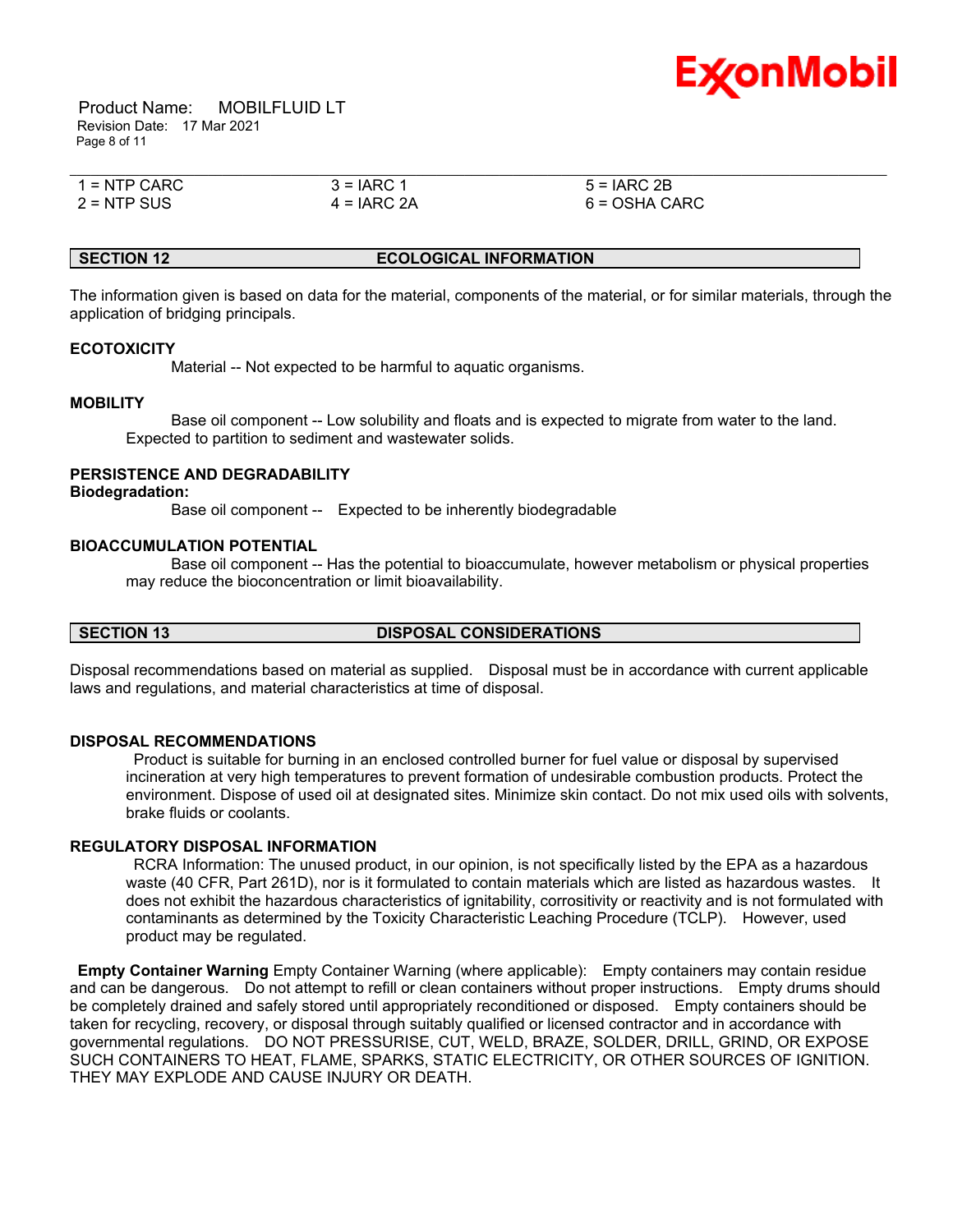| 1 = NTP CARC | 3 = IARC 1 | 5 = IARC 2B |
|---|---|---|
| 2 = NTP SUS | 4 = IARC 2A | 6 = OSHA CARC |

## SECTION 12 ECOLOGICAL INFORMATION

The information given is based on data for the material, components of the material, or for similar materials, through the application of bridging principals.

### ECOTOXICITY

Material -- Not expected to be harmful to aquatic organisms.

### MOBILITY

Base oil component -- Low solubility and floats and is expected to migrate from water to the land. Expected to partition to sediment and wastewater solids.

### PERSISTENCE AND DEGRADABILITY

**Biodegradation:**

Base oil component -- Expected to be inherently biodegradable

### BIOACCUMULATION POTENTIAL

Base oil component -- Has the potential to bioaccumulate, however metabolism or physical properties may reduce the bioconcentration or limit bioavailability.

## SECTION 13 DISPOSAL CONSIDERATIONS

Disposal recommendations based on material as supplied. Disposal must be in accordance with current applicable laws and regulations, and material characteristics at time of disposal.

### DISPOSAL RECOMMENDATIONS

Product is suitable for burning in an enclosed controlled burner for fuel value or disposal by supervised incineration at very high temperatures to prevent formation of undesirable combustion products. Protect the environment. Dispose of used oil at designated sites. Minimize skin contact. Do not mix used oils with solvents, brake fluids or coolants.

### REGULATORY DISPOSAL INFORMATION

RCRA Information: The unused product, in our opinion, is not specifically listed by the EPA as a hazardous waste (40 CFR, Part 261D), nor is it formulated to contain materials which are listed as hazardous wastes. It does not exhibit the hazardous characteristics of ignitability, corrositivity or reactivity and is not formulated with contaminants as determined by the Toxicity Characteristic Leaching Procedure (TCLP). However, used product may be regulated.

**Empty Container Warning** Empty Container Warning (where applicable): Empty containers may contain residue and can be dangerous. Do not attempt to refill or clean containers without proper instructions. Empty drums should be completely drained and safely stored until appropriately reconditioned or disposed. Empty containers should be taken for recycling, recovery, or disposal through suitably qualified or licensed contractor and in accordance with governmental regulations. DO NOT PRESSURISE, CUT, WELD, BRAZE, SOLDER, DRILL, GRIND, OR EXPOSE SUCH CONTAINERS TO HEAT, FLAME, SPARKS, STATIC ELECTRICITY, OR OTHER SOURCES OF IGNITION. THEY MAY EXPLODE AND CAUSE INJURY OR DEATH.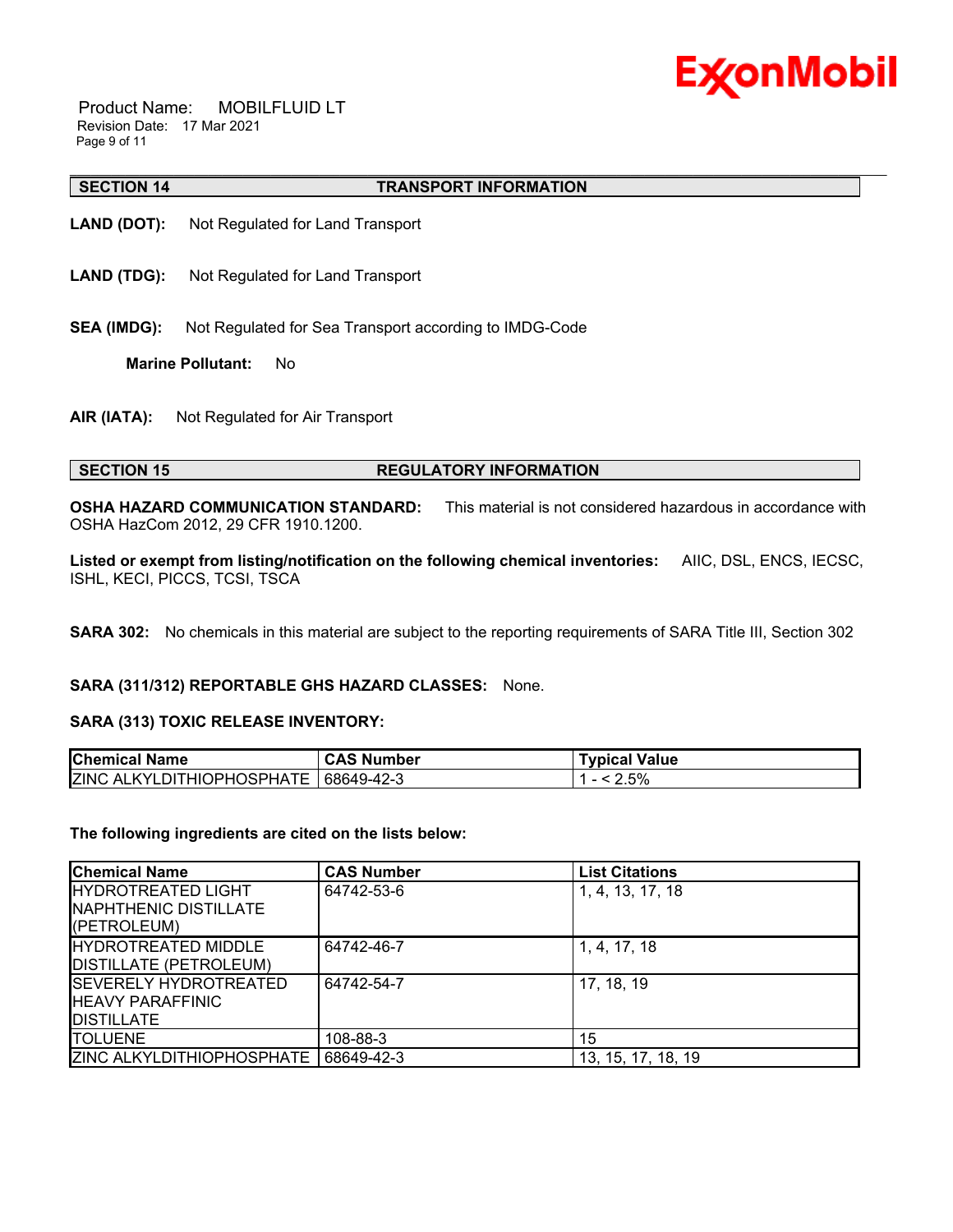## SECTION 14 TRANSPORT INFORMATION

**LAND (DOT):** Not Regulated for Land Transport

**LAND (TDG):** Not Regulated for Land Transport

**SEA (IMDG):** Not Regulated for Sea Transport according to IMDG-Code

**Marine Pollutant:** No

**AIR (IATA):** Not Regulated for Air Transport

## SECTION 15 REGULATORY INFORMATION

**OSHA HAZARD COMMUNICATION STANDARD:** This material is not considered hazardous in accordance with OSHA HazCom 2012, 29 CFR 1910.1200.

**Listed or exempt from listing/notification on the following chemical inventories:** AIIC, DSL, ENCS, IECSC, ISHL, KECI, PICCS, TCSI, TSCA

**SARA 302:** No chemicals in this material are subject to the reporting requirements of SARA Title III, Section 302

**SARA (311/312) REPORTABLE GHS HAZARD CLASSES:** None.

**SARA (313) TOXIC RELEASE INVENTORY:**

| Chemical Name | CAS Number | Typical Value |
|---|---|---|
| ZINC ALKYLDITHIOPHOSPHATE | 68649-42-3 | 1 - < 2.5% |

**The following ingredients are cited on the lists below:**

| Chemical Name | CAS Number | List Citations |
|---|---|---|
| HYDROTREATED LIGHT NAPHTHENIC DISTILLATE (PETROLEUM) | 64742-53-6 | 1, 4, 13, 17, 18 |
| HYDROTREATED MIDDLE DISTILLATE (PETROLEUM) | 64742-46-7 | 1, 4, 17, 18 |
| SEVERELY HYDROTREATED HEAVY PARAFFINIC DISTILLATE | 64742-54-7 | 17, 18, 19 |
| TOLUENE | 108-88-3 | 15 |
| ZINC ALKYLDITHIOPHOSPHATE | 68649-42-3 | 13, 15, 17, 18, 19 |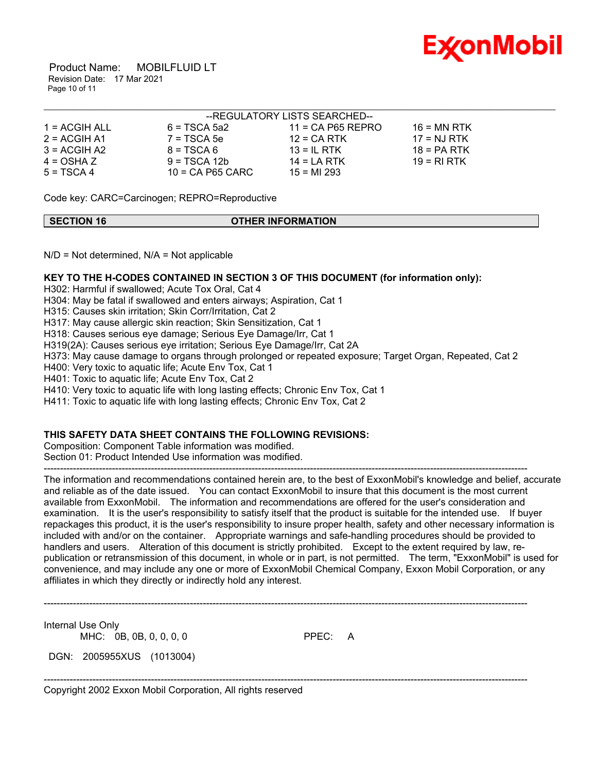--REGULATORY LISTS SEARCHED--

| | | | |
|---|---|---|---|
| 1 = ACGIH ALL | 6 = TSCA 5a2 | 11 = CA P65 REPRO | 16 = MN RTK |
| 2 = ACGIH A1 | 7 = TSCA 5e | 12 = CA RTK | 17 = NJ RTK |
| 3 = ACGIH A2 | 8 = TSCA 6 | 13 = IL RTK | 18 = PA RTK |
| 4 = OSHA Z | 9 = TSCA 12b | 14 = LA RTK | 19 = RI RTK |
| 5 = TSCA 4 | 10 = CA P65 CARC | 15 = MI 293 | |

Code key: CARC=Carcinogen; REPRO=Reproductive

## SECTION 16 OTHER INFORMATION

N/D = Not determined, N/A = Not applicable

**KEY TO THE H-CODES CONTAINED IN SECTION 3 OF THIS DOCUMENT (for information only):**

H302: Harmful if swallowed; Acute Tox Oral, Cat 4
H304: May be fatal if swallowed and enters airways; Aspiration, Cat 1
H315: Causes skin irritation; Skin Corr/Irritation, Cat 2
H317: May cause allergic skin reaction; Skin Sensitization, Cat 1
H318: Causes serious eye damage; Serious Eye Damage/Irr, Cat 1
H319(2A): Causes serious eye irritation; Serious Eye Damage/Irr, Cat 2A
H373: May cause damage to organs through prolonged or repeated exposure; Target Organ, Repeated, Cat 2
H400: Very toxic to aquatic life; Acute Env Tox, Cat 1
H401: Toxic to aquatic life; Acute Env Tox, Cat 2
H410: Very toxic to aquatic life with long lasting effects; Chronic Env Tox, Cat 1
H411: Toxic to aquatic life with long lasting effects; Chronic Env Tox, Cat 2

**THIS SAFETY DATA SHEET CONTAINS THE FOLLOWING REVISIONS:**

Composition: Component Table information was modified.
Section 01: Product Intended Use information was modified.

---

The information and recommendations contained herein are, to the best of ExxonMobil's knowledge and belief, accurate and reliable as of the date issued. You can contact ExxonMobil to insure that this document is the most current available from ExxonMobil. The information and recommendations are offered for the user's consideration and examination. It is the user's responsibility to satisfy itself that the product is suitable for the intended use. If buyer repackages this product, it is the user's responsibility to insure proper health, safety and other necessary information is included with and/or on the container. Appropriate warnings and safe-handling procedures should be provided to handlers and users. Alteration of this document is strictly prohibited. Except to the extent required by law, re-publication or retransmission of this document, in whole or in part, is not permitted. The term, "ExxonMobil" is used for convenience, and may include any one or more of ExxonMobil Chemical Company, Exxon Mobil Corporation, or any affiliates in which they directly or indirectly hold any interest.

---

Internal Use Only

MHC: 0B, 0B, 0, 0, 0, 0    PPEC: A

DGN: 2005955XUS (1013004)

---

Copyright 2002 Exxon Mobil Corporation, All rights reserved